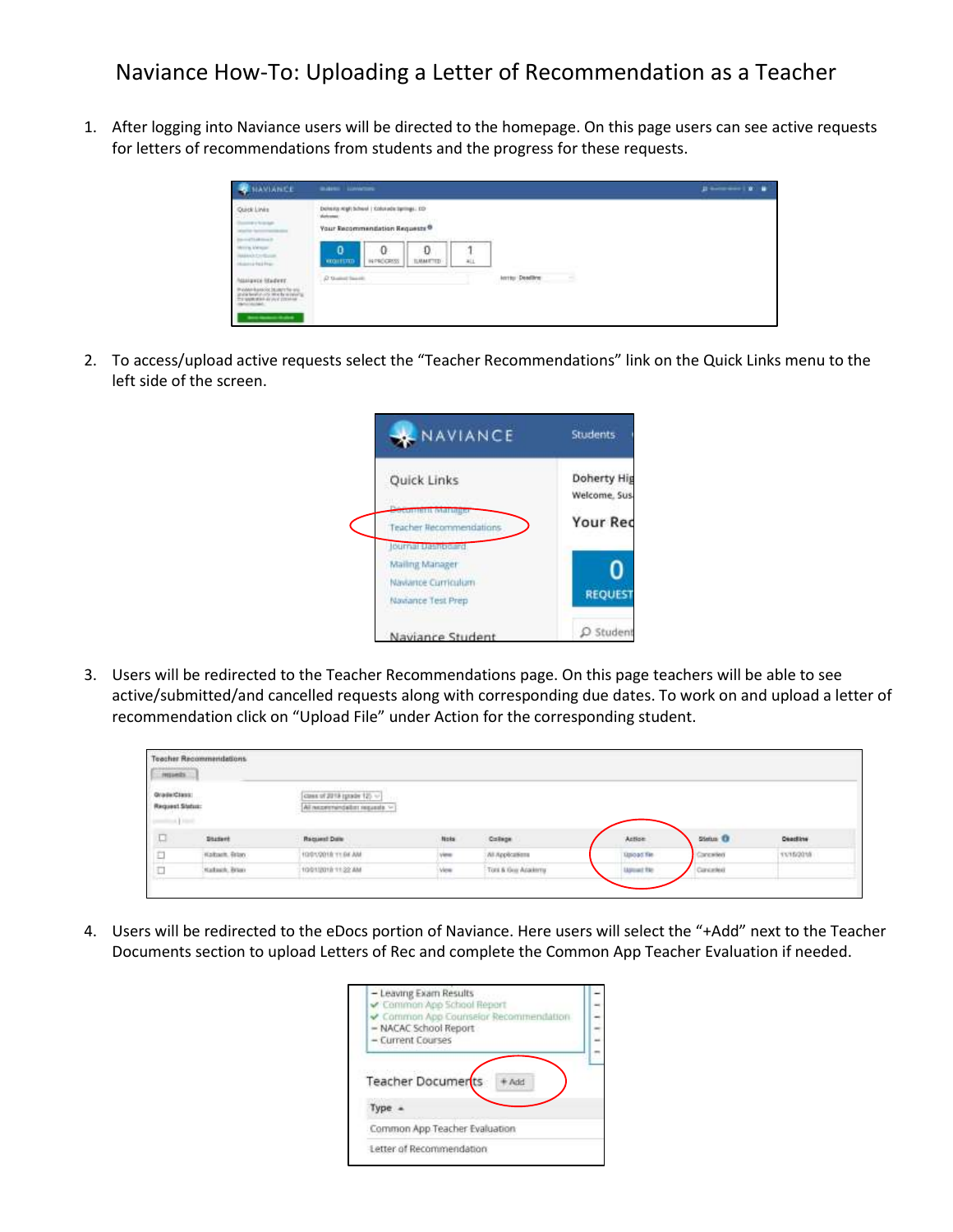# Naviance How-To: Uploading a Letter of Recommendation as a Teacher

1. After logging into Naviance users will be directed to the homepage. On this page users can see active requests for letters of recommendations from students and the progress for these requests.

2. To access/upload active requests select the "Teacher Recommendations" link on the Quick Links menu to the left side of the screen.

3. Users will be redirected to the Teacher Recommendations page. On this page teachers will be able to see active/submitted/cancelled requests along with corresponding due dates. To work on and upload a letter of recommendation click on "Upload File" under Action for the corresponding student.

4. Users will be redirected to the eDocs portion of Naviance. Here users will select the "+Add" next to the Teacher Documents section to upload Letters of Rec and complete the Common App Teacher Evaluation if needed.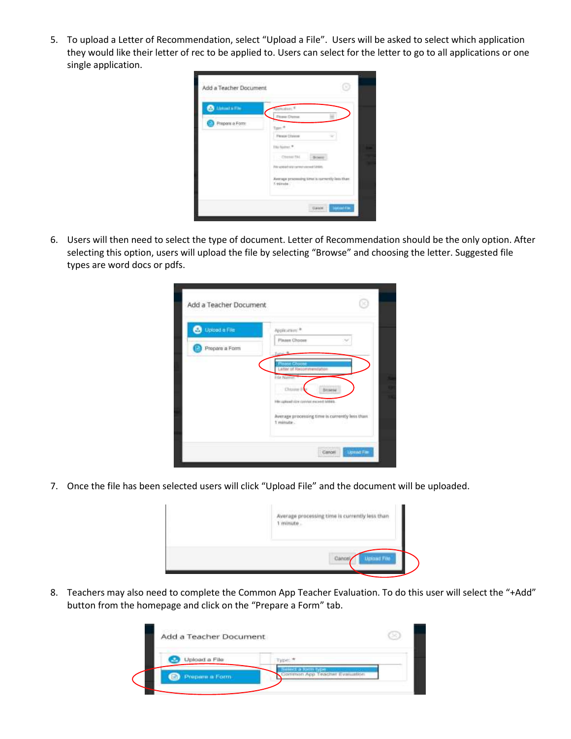5. To upload a Letter of Recommendation, select "Upload a File". Users will be asked to select which application they would like their letter of rec to be applied to. Users can select for the letter to go to all applications or one single application.

6. Users will then need to select the type of document. Letter of Recommendation should be the only option. After selecting this option, users will upload the file by selecting "Browse" and choosing the letter. Suggested file types are word docs or pdfs.

7. Once the file has been selected users will click "Upload File" and the document will be uploaded.

8. Teachers may also need to complete the Common App Teacher Evaluation. To do this user will select the "+Add" button from the homepage and click on the "Prepare a Form" tab.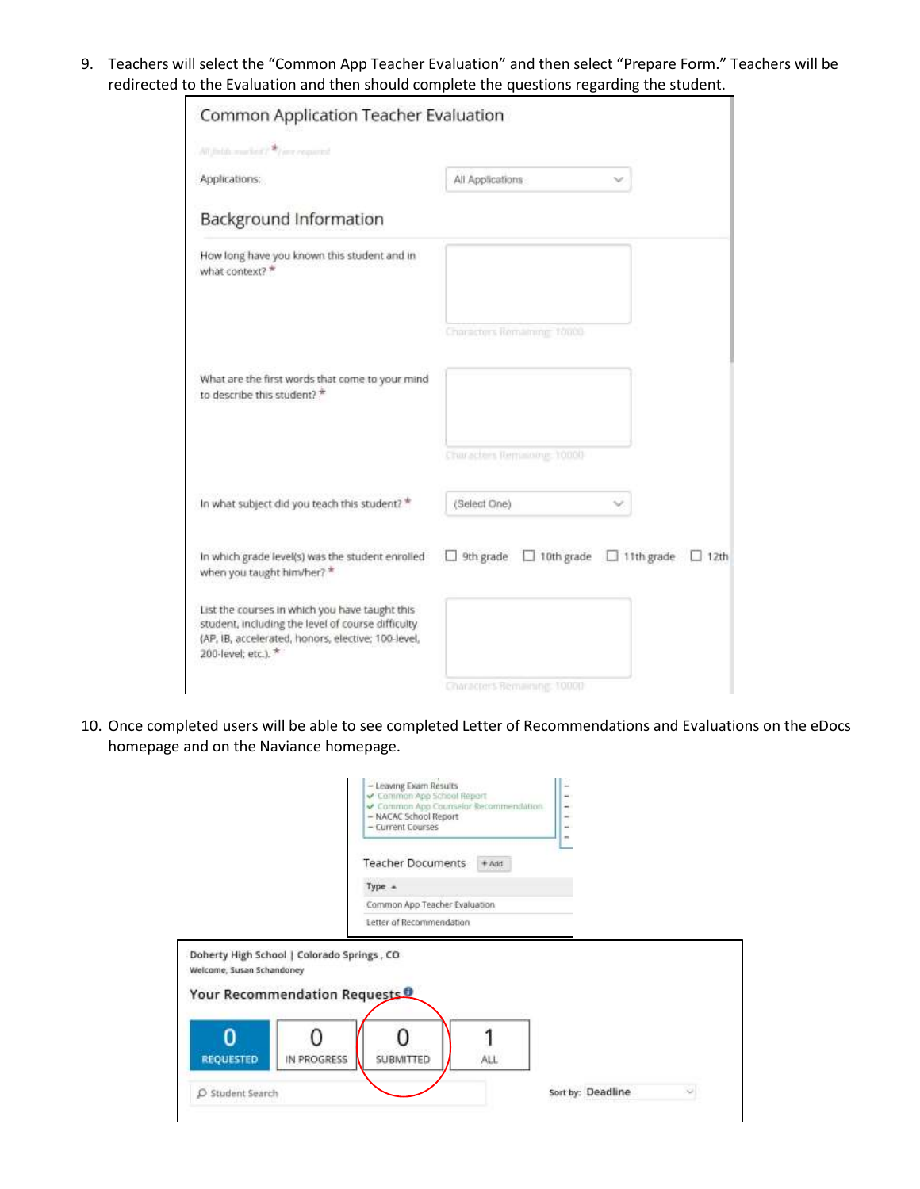9. Teachers will select the "Common App Teacher Evaluation" and then select "Prepare Form." Teachers will be redirected to the Evaluation and then should complete the questions regarding the student.

Common Application Teacher Evaluation

All fields marked (*) are required

Applications: All Applications

Background Information

How long have you known this student and in what context? *

Characters Remaining: 10000

What are the first words that come to your mind to describe this student? *

Characters Remaining: 10000

In what subject did you teach this student? * (Select One)

In which grade level(s) was the student enrolled when you taught him/her? * ☐ 9th grade ☐ 10th grade ☐ 11th grade ☐ 12th

List the courses in which you have taught this student, including the level of course difficulty (AP, IB, accelerated, honors, elective; 100-level, 200-level; etc.). *

Characters Remaining: 10000

10. Once completed users will be able to see completed Letter of Recommendations and Evaluations on the eDocs homepage and on the Naviance homepage.

– Leaving Exam Results
✔ Common App School Report
✔ Common App Counselor Recommendation
– NACAC School Report
– Current Courses

Teacher Documents + Add

Type ▲
Common App Teacher Evaluation
Letter of Recommendation

Doherty High School | Colorado Springs, CO
Welcome, Susan Schandoney

Your Recommendation Requests

0 REQUESTED
0 IN PROGRESS
0 SUBMITTED
1 ALL

Student Search

Sort by: Deadline